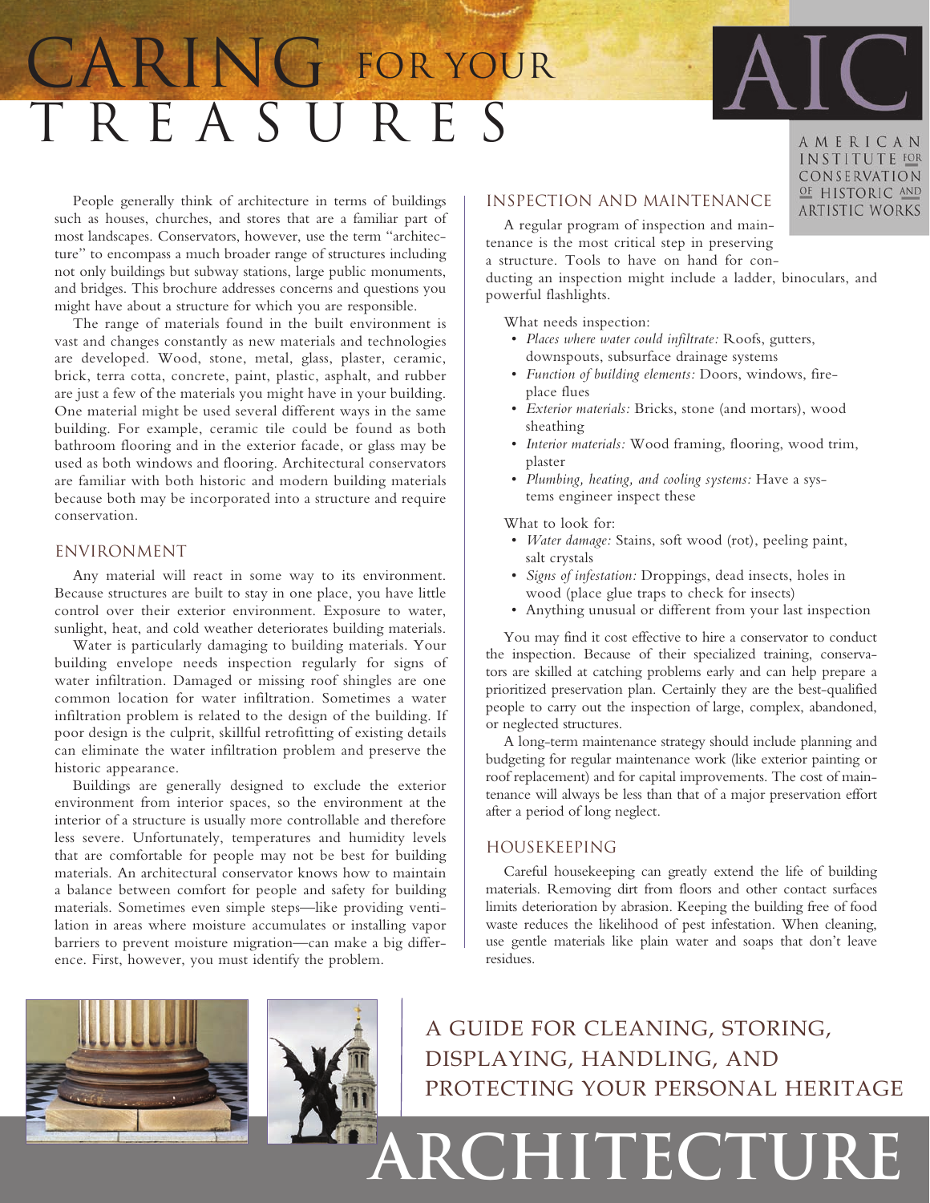# CARING FOR YOUR TREASURES

AIC

AMERICAN INSTITUTE FOR CONSERVATION OF HISTORIC AND ARTISTIC WORKS

People generally think of architecture in terms of buildings such as houses, churches, and stores that are a familiar part of most landscapes. Conservators, however, use the term "architecture" to encompass a much broader range of structures including not only buildings but subway stations, large public monuments, and bridges. This brochure addresses concerns and questions you might have about a structure for which you are responsible.

The range of materials found in the built environment is vast and changes constantly as new materials and technologies are developed. Wood, stone, metal, glass, plaster, ceramic, brick, terra cotta, concrete, paint, plastic, asphalt, and rubber are just a few of the materials you might have in your building. One material might be used several different ways in the same building. For example, ceramic tile could be found as both bathroom flooring and in the exterior facade, or glass may be used as both windows and flooring. Architectural conservators are familiar with both historic and modern building materials because both may be incorporated into a structure and require conservation.

## ENVIRONMENT

Any material will react in some way to its environment. Because structures are built to stay in one place, you have little control over their exterior environment. Exposure to water, sunlight, heat, and cold weather deteriorates building materials.

Water is particularly damaging to building materials. Your building envelope needs inspection regularly for signs of water infiltration. Damaged or missing roof shingles are one common location for water infiltration. Sometimes a water infiltration problem is related to the design of the building. If poor design is the culprit, skillful retrofitting of existing details can eliminate the water infiltration problem and preserve the historic appearance.

Buildings are generally designed to exclude the exterior environment from interior spaces, so the environment at the interior of a structure is usually more controllable and therefore less severe. Unfortunately, temperatures and humidity levels that are comfortable for people may not be best for building materials. An architectural conservator knows how to maintain a balance between comfort for people and safety for building materials. Sometimes even simple steps—like providing ventilation in areas where moisture accumulates or installing vapor barriers to prevent moisture migration—can make a big difference. First, however, you must identify the problem.

## INSPECTION AND MAINTENANCE

A regular program of inspection and maintenance is the most critical step in preserving a structure. Tools to have on hand for conducting an inspection might include a ladder, binoculars, and powerful flashlights.

What needs inspection:

- *Places where water could infiltrate:* Roofs, gutters, downspouts, subsurface drainage systems
- *Function of building elements:* Doors, windows, fireplace flues
- *Exterior materials:* Bricks, stone (and mortars), wood sheathing
- *Interior materials:* Wood framing, flooring, wood trim, plaster
- *Plumbing, heating, and cooling systems:* Have a systems engineer inspect these

What to look for:

- *Water damage:* Stains, soft wood (rot), peeling paint, salt crystals
- *Signs of infestation:* Droppings, dead insects, holes in wood (place glue traps to check for insects)
- Anything unusual or different from your last inspection

You may find it cost effective to hire a conservator to conduct the inspection. Because of their specialized training, conservators are skilled at catching problems early and can help prepare a prioritized preservation plan. Certainly they are the best-qualified people to carry out the inspection of large, complex, abandoned, or neglected structures.

A long-term maintenance strategy should include planning and budgeting for regular maintenance work (like exterior painting or roof replacement) and for capital improvements. The cost of maintenance will always be less than that of a major preservation effort after a period of long neglect.

## HOUSEKEEPING

Careful housekeeping can greatly extend the life of building materials. Removing dirt from floors and other contact surfaces limits deterioration by abrasion. Keeping the building free of food waste reduces the likelihood of pest infestation. When cleaning, use gentle materials like plain water and soaps that don't leave residues.

A GUIDE FOR CLEANING, STORING, DISPLAYING, HANDLING, AND PROTECTING YOUR PERSONAL HERITAGE

# ARCHITECTURE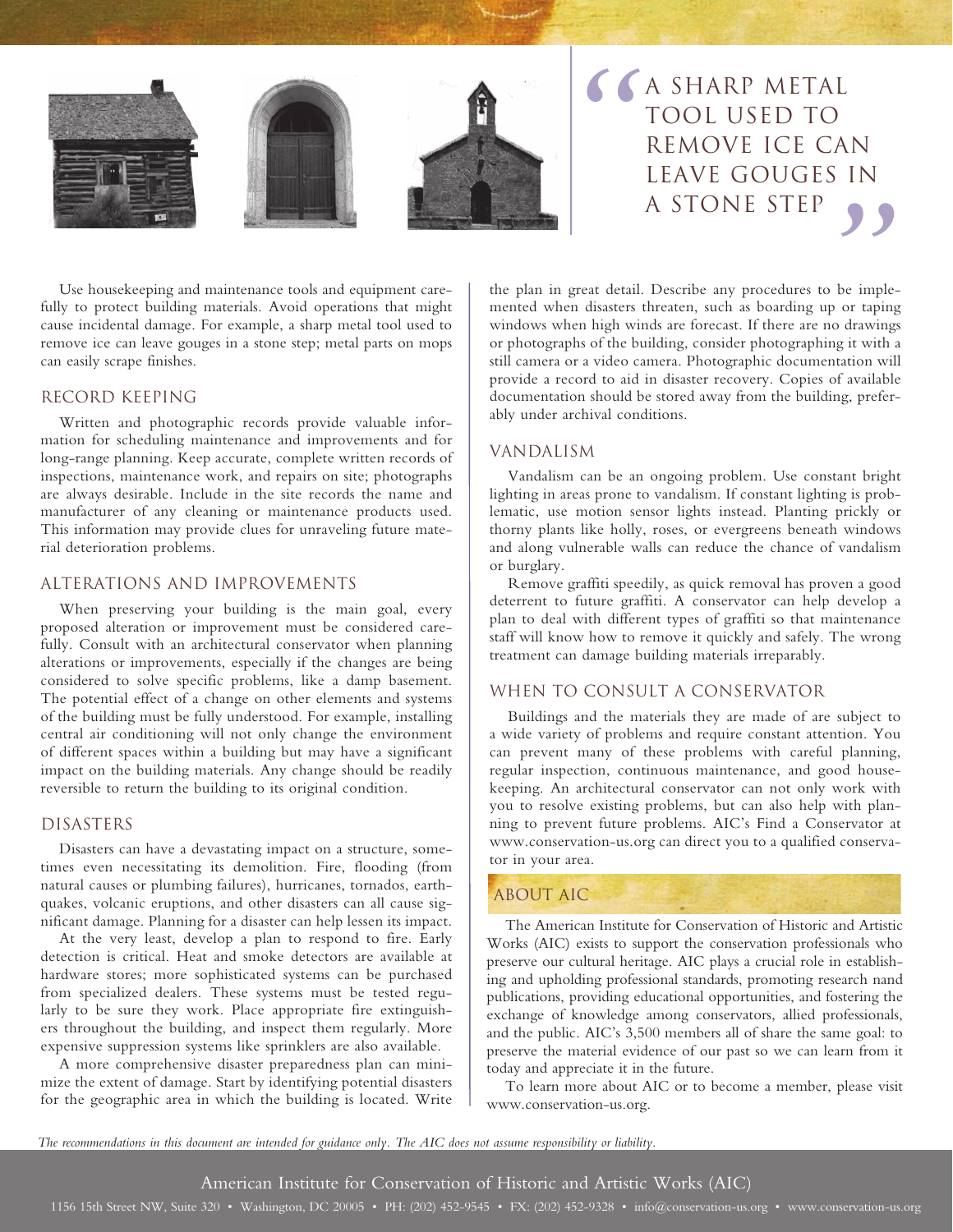> "A SHARP METAL TOOL USED TO REMOVE ICE CAN LEAVE GOUGES IN A STONE STEP"

Use housekeeping and maintenance tools and equipment carefully to protect building materials. Avoid operations that might cause incidental damage. For example, a sharp metal tool used to remove ice can leave gouges in a stone step; metal parts on mops can easily scrape finishes.

## RECORD KEEPING

Written and photographic records provide valuable information for scheduling maintenance and improvements and for long-range planning. Keep accurate, complete written records of inspections, maintenance work, and repairs on site; photographs are always desirable. Include in the site records the name and manufacturer of any cleaning or maintenance products used. This information may provide clues for unraveling future material deterioration problems.

## ALTERATIONS AND IMPROVEMENTS

When preserving your building is the main goal, every proposed alteration or improvement must be considered carefully. Consult with an architectural conservator when planning alterations or improvements, especially if the changes are being considered to solve specific problems, like a damp basement. The potential effect of a change on other elements and systems of the building must be fully understood. For example, installing central air conditioning will not only change the environment of different spaces within a building but may have a significant impact on the building materials. Any change should be readily reversible to return the building to its original condition.

## DISASTERS

Disasters can have a devastating impact on a structure, sometimes even necessitating its demolition. Fire, flooding (from natural causes or plumbing failures), hurricanes, tornados, earthquakes, volcanic eruptions, and other disasters can all cause significant damage. Planning for a disaster can help lessen its impact.

At the very least, develop a plan to respond to fire. Early detection is critical. Heat and smoke detectors are available at hardware stores; more sophisticated systems can be purchased from specialized dealers. These systems must be tested regularly to be sure they work. Place appropriate fire extinguishers throughout the building, and inspect them regularly. More expensive suppression systems like sprinklers are also available.

A more comprehensive disaster preparedness plan can minimize the extent of damage. Start by identifying potential disasters for the geographic area in which the building is located. Write the plan in great detail. Describe any procedures to be implemented when disasters threaten, such as boarding up or taping windows when high winds are forecast. If there are no drawings or photographs of the building, consider photographing it with a still camera or a video camera. Photographic documentation will provide a record to aid in disaster recovery. Copies of available documentation should be stored away from the building, preferably under archival conditions.

## VANDALISM

Vandalism can be an ongoing problem. Use constant bright lighting in areas prone to vandalism. If constant lighting is problematic, use motion sensor lights instead. Planting prickly or thorny plants like holly, roses, or evergreens beneath windows and along vulnerable walls can reduce the chance of vandalism or burglary.

Remove graffiti speedily, as quick removal has proven a good deterrent to future graffiti. A conservator can help develop a plan to deal with different types of graffiti so that maintenance staff will know how to remove it quickly and safely. The wrong treatment can damage building materials irreparably.

## WHEN TO CONSULT A CONSERVATOR

Buildings and the materials they are made of are subject to a wide variety of problems and require constant attention. You can prevent many of these problems with careful planning, regular inspection, continuous maintenance, and good housekeeping. An architectural conservator can not only work with you to resolve existing problems, but can also help with planning to prevent future problems. AIC's Find a Conservator at www.conservation-us.org can direct you to a qualified conservator in your area.

## ABOUT AIC

The American Institute for Conservation of Historic and Artistic Works (AIC) exists to support the conservation professionals who preserve our cultural heritage. AIC plays a crucial role in establishing and upholding professional standards, promoting research nand publications, providing educational opportunities, and fostering the exchange of knowledge among conservators, allied professionals, and the public. AIC's 3,500 members all of share the same goal: to preserve the material evidence of our past so we can learn from it today and appreciate it in the future.

To learn more about AIC or to become a member, please visit www.conservation-us.org.

*The recommendations in this document are intended for guidance only. The AIC does not assume responsibility or liability.*

American Institute for Conservation of Historic and Artistic Works (AIC)

1156 15th Street NW, Suite 320 • Washington, DC 20005 • PH: (202) 452-9545 • FX: (202) 452-9328 • info@conservation-us.org • www.conservation-us.org